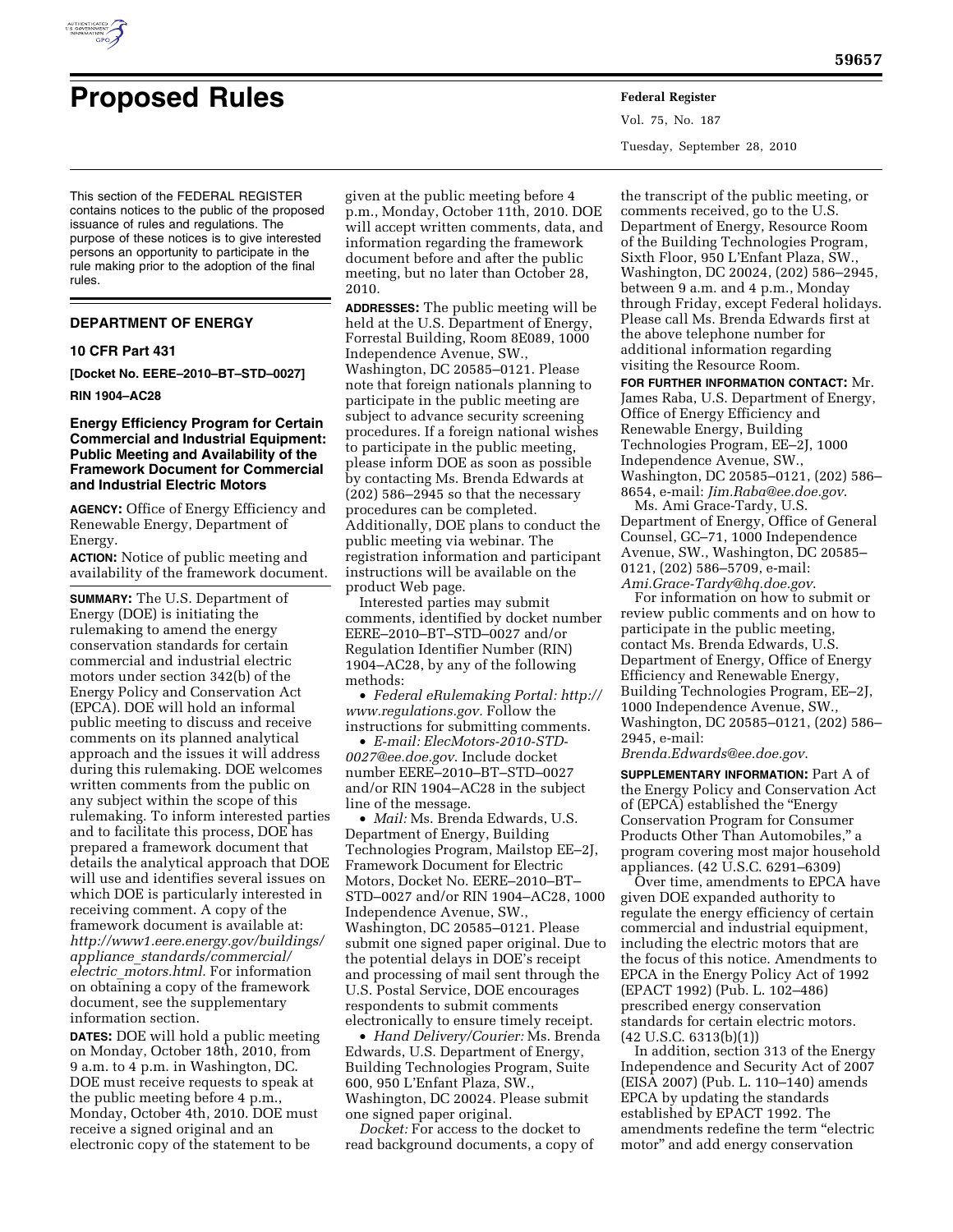# Proposed Rules

This section of the FEDERAL REGISTER contains notices to the public of the proposed issuance of rules and regulations. The purpose of these notices is to give interested persons an opportunity to participate in the rule making prior to the adoption of the final rules.

## DEPARTMENT OF ENERGY

### 10 CFR Part 431

**[Docket No. EERE–2010–BT–STD–0027]**

**RIN 1904–AC28**

### Energy Efficiency Program for Certain Commercial and Industrial Equipment: Public Meeting and Availability of the Framework Document for Commercial and Industrial Electric Motors

**AGENCY:** Office of Energy Efficiency and Renewable Energy, Department of Energy.

**ACTION:** Notice of public meeting and availability of the framework document.

**SUMMARY:** The U.S. Department of Energy (DOE) is initiating the rulemaking to amend the energy conservation standards for certain commercial and industrial electric motors under section 342(b) of the Energy Policy and Conservation Act (EPCA). DOE will hold an informal public meeting to discuss and receive comments on its planned analytical approach and the issues it will address during this rulemaking. DOE welcomes written comments from the public on any subject within the scope of this rulemaking. To inform interested parties and to facilitate this process, DOE has prepared a framework document that details the analytical approach that DOE will use and identifies several issues on which DOE is particularly interested in receiving comment. A copy of the framework document is available at: *http://www1.eere.energy.gov/buildings/appliance_standards/commercial/electric_motors.html.* For information on obtaining a copy of the framework document, see the supplementary information section.

**DATES:** DOE will hold a public meeting on Monday, October 18th, 2010, from 9 a.m. to 4 p.m. in Washington, DC. DOE must receive requests to speak at the public meeting before 4 p.m., Monday, October 4th, 2010. DOE must receive a signed original and an electronic copy of the statement to be given at the public meeting before 4 p.m., Monday, October 11th, 2010. DOE will accept written comments, data, and information regarding the framework document before and after the public meeting, but no later than October 28, 2010.

**ADDRESSES:** The public meeting will be held at the U.S. Department of Energy, Forrestal Building, Room 8E089, 1000 Independence Avenue, SW., Washington, DC 20585–0121. Please note that foreign nationals planning to participate in the public meeting are subject to advance security screening procedures. If a foreign national wishes to participate in the public meeting, please inform DOE as soon as possible by contacting Ms. Brenda Edwards at (202) 586–2945 so that the necessary procedures can be completed. Additionally, DOE plans to conduct the public meeting via webinar. The registration information and participant instructions will be available on the product Web page.

Interested parties may submit comments, identified by docket number EERE–2010–BT–STD–0027 and/or Regulation Identifier Number (RIN) 1904–AC28, by any of the following methods:

- *Federal eRulemaking Portal: http://www.regulations.gov.* Follow the instructions for submitting comments.
- *E-mail: ElecMotors-2010-STD-0027@ee.doe.gov.* Include docket number EERE–2010–BT–STD–0027 and/or RIN 1904–AC28 in the subject line of the message.
- *Mail:* Ms. Brenda Edwards, U.S. Department of Energy, Building Technologies Program, Mailstop EE–2J, Framework Document for Electric Motors, Docket No. EERE–2010–BT–STD–0027 and/or RIN 1904–AC28, 1000 Independence Avenue, SW., Washington, DC 20585–0121. Please submit one signed paper original. Due to the potential delays in DOE's receipt and processing of mail sent through the U.S. Postal Service, DOE encourages respondents to submit comments electronically to ensure timely receipt.
- *Hand Delivery/Courier:* Ms. Brenda Edwards, U.S. Department of Energy, Building Technologies Program, Suite 600, 950 L'Enfant Plaza, SW., Washington, DC 20024. Please submit one signed paper original.

*Docket:* For access to the docket to read background documents, a copy of the transcript of the public meeting, or comments received, go to the U.S. Department of Energy, Resource Room of the Building Technologies Program, Sixth Floor, 950 L'Enfant Plaza, SW., Washington, DC 20024, (202) 586–2945, between 9 a.m. and 4 p.m., Monday through Friday, except Federal holidays. Please call Ms. Brenda Edwards first at the above telephone number for additional information regarding visiting the Resource Room.

**FOR FURTHER INFORMATION CONTACT:** Mr. James Raba, U.S. Department of Energy, Office of Energy Efficiency and Renewable Energy, Building Technologies Program, EE–2J, 1000 Independence Avenue, SW., Washington, DC 20585–0121, (202) 586–8654, e-mail: *Jim.Raba@ee.doe.gov.*

Ms. Ami Grace-Tardy, U.S. Department of Energy, Office of General Counsel, GC–71, 1000 Independence Avenue, SW., Washington, DC 20585–0121, (202) 586–5709, e-mail: *Ami.Grace-Tardy@hq.doe.gov.*

For information on how to submit or review public comments and on how to participate in the public meeting, contact Ms. Brenda Edwards, U.S. Department of Energy, Office of Energy Efficiency and Renewable Energy, Building Technologies Program, EE–2J, 1000 Independence Avenue, SW., Washington, DC 20585–0121, (202) 586–2945, e-mail: *Brenda.Edwards@ee.doe.gov.*

**SUPPLEMENTARY INFORMATION:** Part A of the Energy Policy and Conservation Act of (EPCA) established the "Energy Conservation Program for Consumer Products Other Than Automobiles," a program covering most major household appliances. (42 U.S.C. 6291–6309)

Over time, amendments to EPCA have given DOE expanded authority to regulate the energy efficiency of certain commercial and industrial equipment, including the electric motors that are the focus of this notice. Amendments to EPCA in the Energy Policy Act of 1992 (EPACT 1992) (Pub. L. 102–486) prescribed energy conservation standards for certain electric motors. (42 U.S.C. 6313(b)(1))

In addition, section 313 of the Energy Independence and Security Act of 2007 (EISA 2007) (Pub. L. 110–140) amends EPCA by updating the standards established by EPACT 1992. The amendments redefine the term "electric motor" and add energy conservation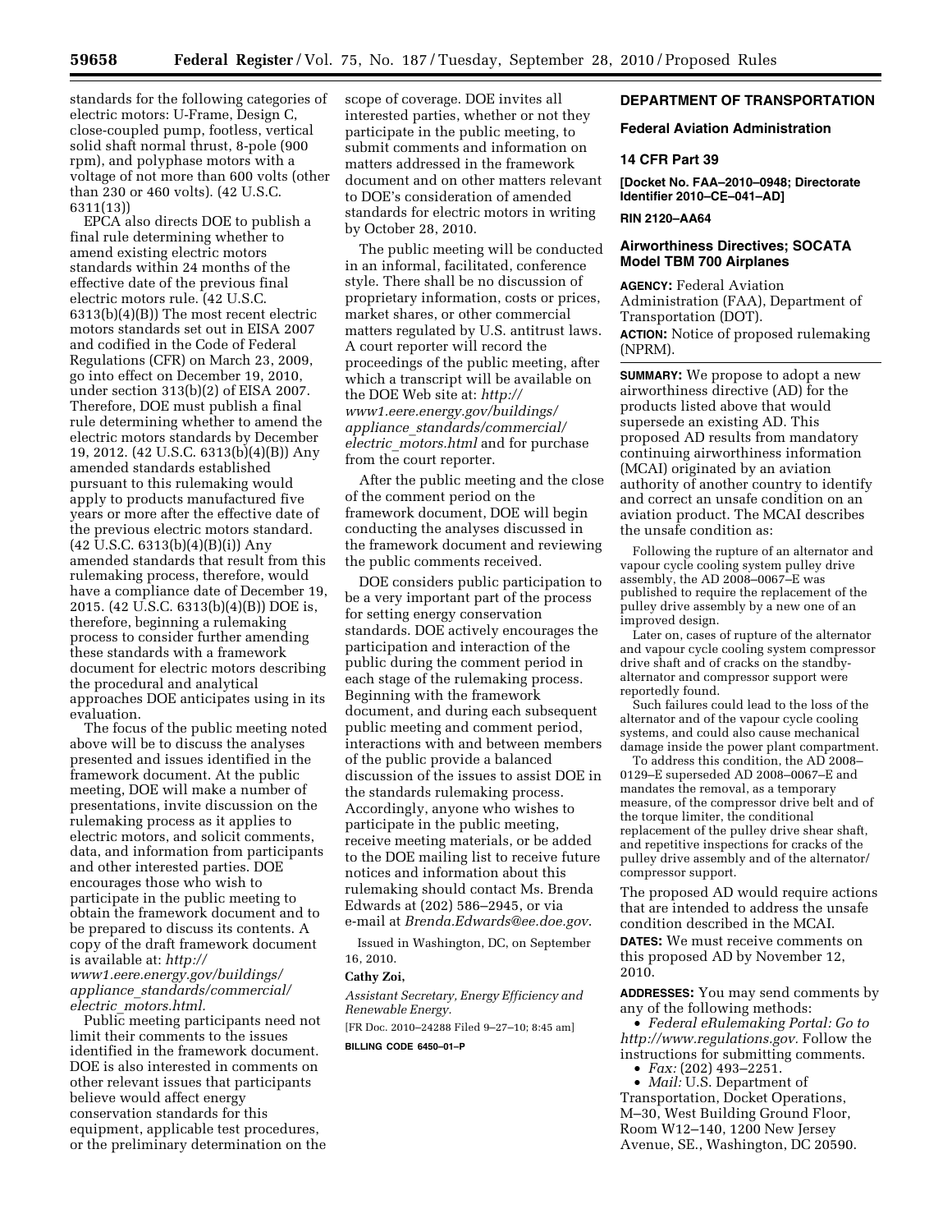standards for the following categories of electric motors: U-Frame, Design C, close-coupled pump, footless, vertical solid shaft normal thrust, 8-pole (900 rpm), and polyphase motors with a voltage of not more than 600 volts (other than 230 or 460 volts). (42 U.S.C. 6311(13))

EPCA also directs DOE to publish a final rule determining whether to amend existing electric motors standards within 24 months of the effective date of the previous final electric motors rule. (42 U.S.C. 6313(b)(4)(B)) The most recent electric motors standards set out in EISA 2007 and codified in the Code of Federal Regulations (CFR) on March 23, 2009, go into effect on December 19, 2010, under section 313(b)(2) of EISA 2007. Therefore, DOE must publish a final rule determining whether to amend the electric motors standards by December 19, 2012. (42 U.S.C. 6313(b)(4)(B)) Any amended standards established pursuant to this rulemaking would apply to products manufactured five years or more after the effective date of the previous electric motors standard. (42 U.S.C. 6313(b)(4)(B)(i)) Any amended standards that result from this rulemaking process, therefore, would have a compliance date of December 19, 2015. (42 U.S.C. 6313(b)(4)(B)) DOE is, therefore, beginning a rulemaking process to consider further amending these standards with a framework document for electric motors describing the procedural and analytical approaches DOE anticipates using in its evaluation.

The focus of the public meeting noted above will be to discuss the analyses presented and issues identified in the framework document. At the public meeting, DOE will make a number of presentations, invite discussion on the rulemaking process as it applies to electric motors, and solicit comments, data, and information from participants and other interested parties. DOE encourages those who wish to participate in the public meeting to obtain the framework document and to be prepared to discuss its contents. A copy of the draft framework document is available at: *http://www1.eere.energy.gov/buildings/appliance_standards/commercial/electric_motors.html.*

Public meeting participants need not limit their comments to the issues identified in the framework document. DOE is also interested in comments on other relevant issues that participants believe would affect energy conservation standards for this equipment, applicable test procedures, or the preliminary determination on the scope of coverage. DOE invites all interested parties, whether or not they participate in the public meeting, to submit comments and information on matters addressed in the framework document and on other matters relevant to DOE's consideration of amended standards for electric motors in writing by October 28, 2010.

The public meeting will be conducted in an informal, facilitated, conference style. There shall be no discussion of proprietary information, costs or prices, market shares, or other commercial matters regulated by U.S. antitrust laws. A court reporter will record the proceedings of the public meeting, after which a transcript will be available on the DOE Web site at: *http://www1.eere.energy.gov/buildings/appliance_standards/commercial/electric_motors.html* and for purchase from the court reporter.

After the public meeting and the close of the comment period on the framework document, DOE will begin conducting the analyses discussed in the framework document and reviewing the public comments received.

DOE considers public participation to be a very important part of the process for setting energy conservation standards. DOE actively encourages the participation and interaction of the public during the comment period in each stage of the rulemaking process. Beginning with the framework document, and during each subsequent public meeting and comment period, interactions with and between members of the public provide a balanced discussion of the issues to assist DOE in the standards rulemaking process. Accordingly, anyone who wishes to participate in the public meeting, receive meeting materials, or be added to the DOE mailing list to receive future notices and information about this rulemaking should contact Ms. Brenda Edwards at (202) 586–2945, or via e-mail at *Brenda.Edwards@ee.doe.gov*.

Issued in Washington, DC, on September 16, 2010.

**Cathy Zoi,**

*Assistant Secretary, Energy Efficiency and Renewable Energy.*

[FR Doc. 2010–24288 Filed 9–27–10; 8:45 am]

**BILLING CODE 6450–01–P**

## DEPARTMENT OF TRANSPORTATION

### Federal Aviation Administration

### 14 CFR Part 39

**[Docket No. FAA–2010–0948; Directorate Identifier 2010–CE–041–AD]**

**RIN 2120–AA64**

### Airworthiness Directives; SOCATA Model TBM 700 Airplanes

**AGENCY:** Federal Aviation Administration (FAA), Department of Transportation (DOT).

**ACTION:** Notice of proposed rulemaking (NPRM).

**SUMMARY:** We propose to adopt a new airworthiness directive (AD) for the products listed above that would supersede an existing AD. This proposed AD results from mandatory continuing airworthiness information (MCAI) originated by an aviation authority of another country to identify and correct an unsafe condition on an aviation product. The MCAI describes the unsafe condition as:

> Following the rupture of an alternator and vapour cycle cooling system pulley drive assembly, the AD 2008–0067–E was published to require the replacement of the pulley drive assembly by a new one of an improved design.
>
> Later on, cases of rupture of the alternator and vapour cycle cooling system compressor drive shaft and of cracks on the standby-alternator and compressor support were reportedly found.
>
> Such failures could lead to the loss of the alternator and of the vapour cycle cooling systems, and could also cause mechanical damage inside the power plant compartment.
>
> To address this condition, the AD 2008–0129–E superseded AD 2008–0067–E and mandates the removal, as a temporary measure, of the compressor drive belt and of the torque limiter, the conditional replacement of the pulley drive shear shaft, and repetitive inspections for cracks of the pulley drive assembly and of the alternator/compressor support.

The proposed AD would require actions that are intended to address the unsafe condition described in the MCAI.

**DATES:** We must receive comments on this proposed AD by November 12, 2010.

**ADDRESSES:** You may send comments by any of the following methods:

- *Federal eRulemaking Portal: Go to http://www.regulations.gov.* Follow the instructions for submitting comments.
- *Fax:* (202) 493–2251.
- *Mail:* U.S. Department of Transportation, Docket Operations, M–30, West Building Ground Floor, Room W12–140, 1200 New Jersey Avenue, SE., Washington, DC 20590.